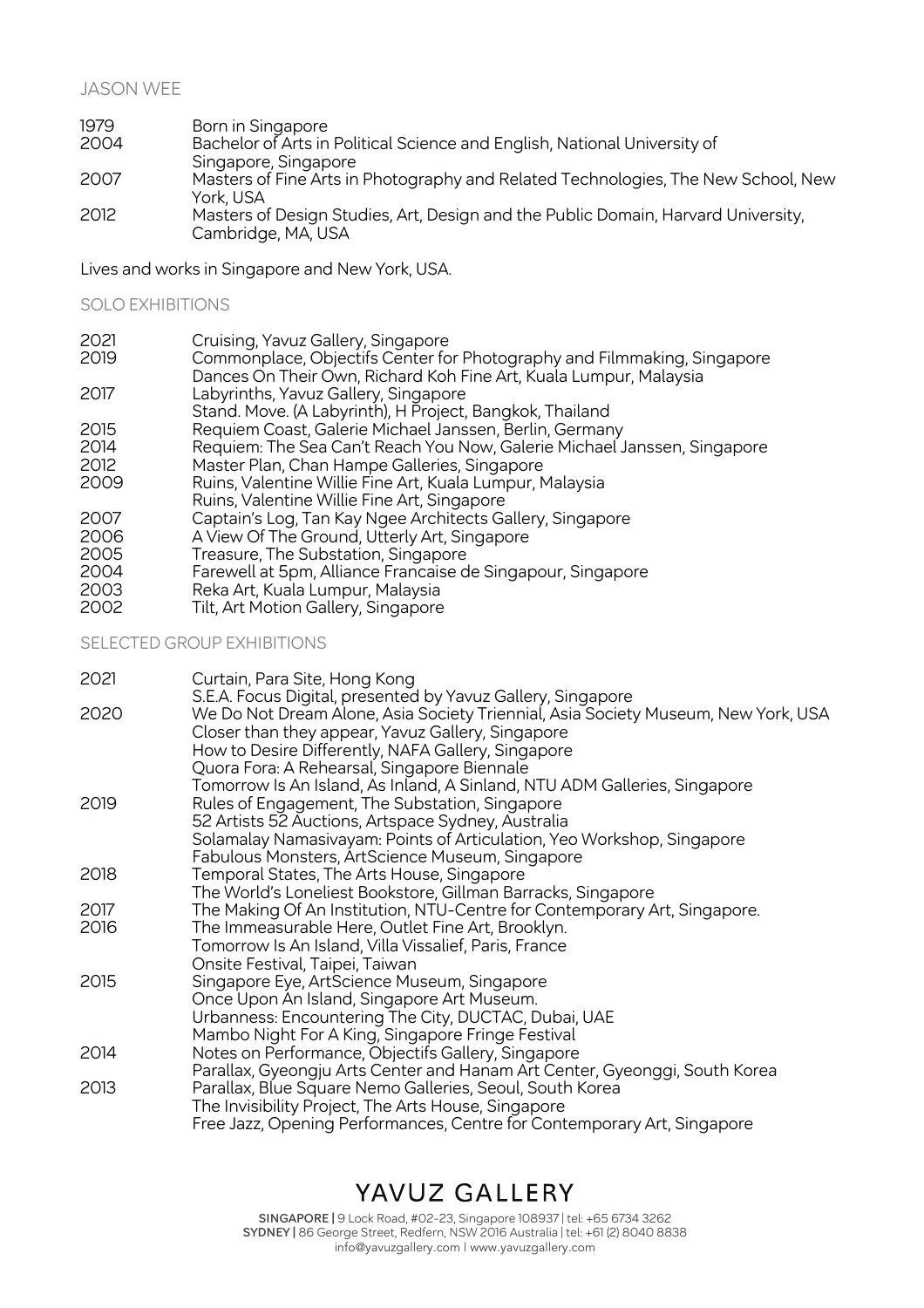# JASON WEE

| | |
|---|---|
| 1979 | Born in Singapore |
| 2004 | Bachelor of Arts in Political Science and English, National University of Singapore, Singapore |
| 2007 | Masters of Fine Arts in Photography and Related Technologies, The New School, New York, USA |
| 2012 | Masters of Design Studies, Art, Design and the Public Domain, Harvard University, Cambridge, MA, USA |

Lives and works in Singapore and New York, USA.

## SOLO EXHIBITIONS

| | |
|---|---|
| 2021 | Cruising, Yavuz Gallery, Singapore |
| 2019 | Commonplace, Objectifs Center for Photography and Filmmaking, Singapore |
| | Dances On Their Own, Richard Koh Fine Art, Kuala Lumpur, Malaysia |
| 2017 | Labyrinths, Yavuz Gallery, Singapore |
| | Stand. Move. (A Labyrinth), H Project, Bangkok, Thailand |
| 2015 | Requiem Coast, Galerie Michael Janssen, Berlin, Germany |
| 2014 | Requiem: The Sea Can't Reach You Now, Galerie Michael Janssen, Singapore |
| 2012 | Master Plan, Chan Hampe Galleries, Singapore |
| 2009 | Ruins, Valentine Willie Fine Art, Kuala Lumpur, Malaysia |
| | Ruins, Valentine Willie Fine Art, Singapore |
| 2007 | Captain's Log, Tan Kay Ngee Architects Gallery, Singapore |
| 2006 | A View Of The Ground, Utterly Art, Singapore |
| 2005 | Treasure, The Substation, Singapore |
| 2004 | Farewell at 5pm, Alliance Francaise de Singapour, Singapore |
| 2003 | Reka Art, Kuala Lumpur, Malaysia |
| 2002 | Tilt, Art Motion Gallery, Singapore |

## SELECTED GROUP EXHIBITIONS

| | |
|---|---|
| 2021 | Curtain, Para Site, Hong Kong |
| | S.E.A. Focus Digital, presented by Yavuz Gallery, Singapore |
| 2020 | We Do Not Dream Alone, Asia Society Triennial, Asia Society Museum, New York, USA |
| | Closer than they appear, Yavuz Gallery, Singapore |
| | How to Desire Differently, NAFA Gallery, Singapore |
| | Quora Fora: A Rehearsal, Singapore Biennale |
| | Tomorrow Is An Island, As Inland, A Sinland, NTU ADM Galleries, Singapore |
| 2019 | Rules of Engagement, The Substation, Singapore |
| | 52 Artists 52 Auctions, Artspace Sydney, Australia |
| | Solamalay Namasivayam: Points of Articulation, Yeo Workshop, Singapore |
| | Fabulous Monsters, ArtScience Museum, Singapore |
| 2018 | Temporal States, The Arts House, Singapore |
| | The World's Loneliest Bookstore, Gillman Barracks, Singapore |
| 2017 | The Making Of An Institution, NTU-Centre for Contemporary Art, Singapore. |
| 2016 | The Immeasurable Here, Outlet Fine Art, Brooklyn. |
| | Tomorrow Is An Island, Villa Vissalief, Paris, France |
| | Onsite Festival, Taipei, Taiwan |
| 2015 | Singapore Eye, ArtScience Museum, Singapore |
| | Once Upon An Island, Singapore Art Museum. |
| | Urbanness: Encountering The City, DUCTAC, Dubai, UAE |
| | Mambo Night For A King, Singapore Fringe Festival |
| 2014 | Notes on Performance, Objectifs Gallery, Singapore |
| | Parallax, Gyeongju Arts Center and Hanam Art Center, Gyeonggi, South Korea |
| 2013 | Parallax, Blue Square Nemo Galleries, Seoul, South Korea |
| | The Invisibility Project, The Arts House, Singapore |
| | Free Jazz, Opening Performances, Centre for Contemporary Art, Singapore |

YAVUZ GALLERY

**SINGAPORE |** 9 Lock Road, #02-23, Singapore 108937 | tel: +65 6734 3262
**SYDNEY |** 86 George Street, Redfern, NSW 2016 Australia | tel: +61 (2) 8040 8838
info@yavuzgallery.com | www.yavuzgallery.com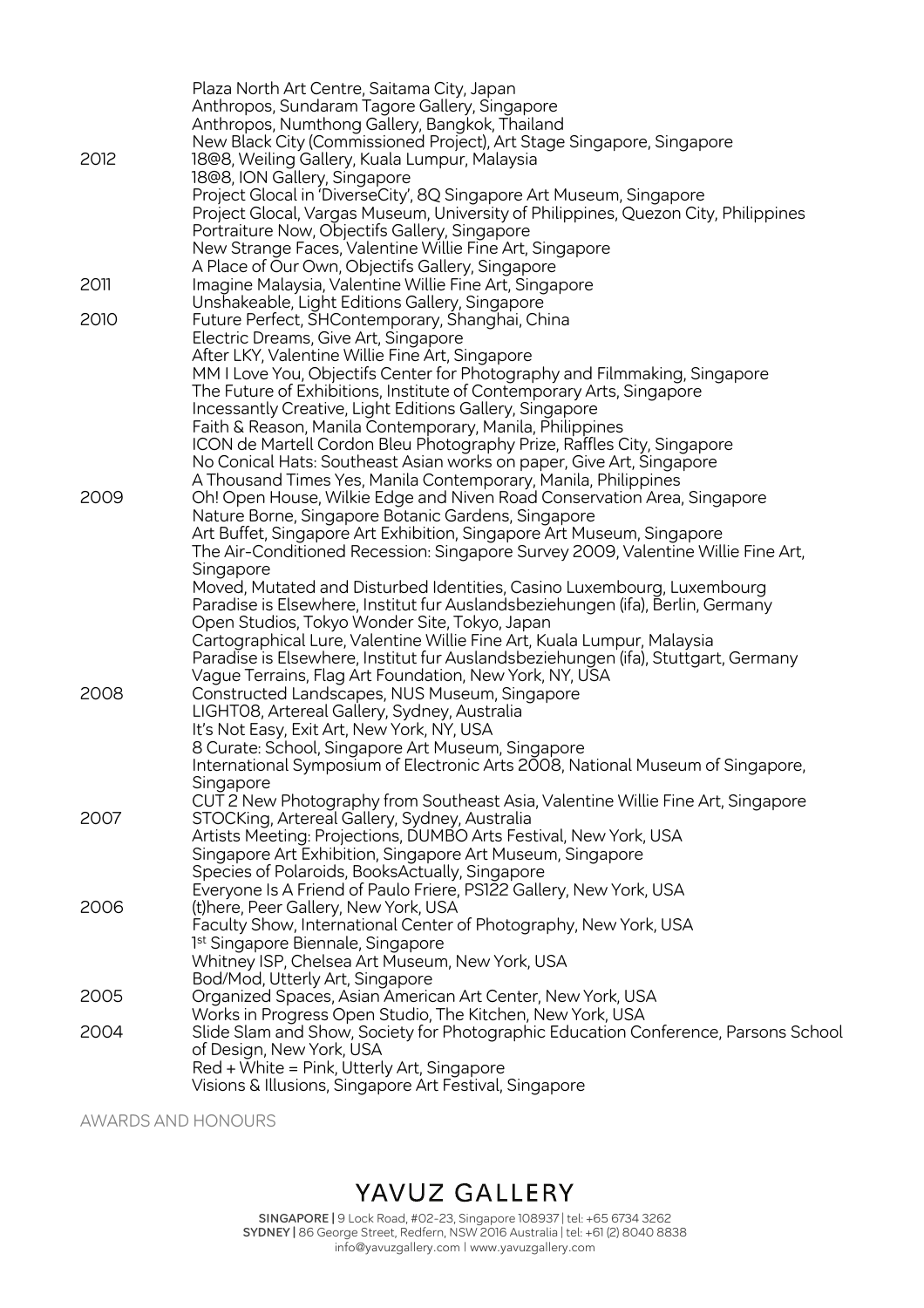| | |
|---|---|
| | Plaza North Art Centre, Saitama City, Japan |
| | Anthropos, Sundaram Tagore Gallery, Singapore |
| | Anthropos, Numthong Gallery, Bangkok, Thailand |
| | New Black City (Commissioned Project), Art Stage Singapore, Singapore |
| 2012 | 18@8, Weiling Gallery, Kuala Lumpur, Malaysia |
| | 18@8, ION Gallery, Singapore |
| | Project Glocal in 'DiverseCity', 8Q Singapore Art Museum, Singapore |
| | Project Glocal, Vargas Museum, University of Philippines, Quezon City, Philippines |
| | Portraiture Now, Objectifs Gallery, Singapore |
| | New Strange Faces, Valentine Willie Fine Art, Singapore |
| | A Place of Our Own, Objectifs Gallery, Singapore |
| 2011 | Imagine Malaysia, Valentine Willie Fine Art, Singapore |
| | Unshakeable, Light Editions Gallery, Singapore |
| 2010 | Future Perfect, SHContemporary, Shanghai, China |
| | Electric Dreams, Give Art, Singapore |
| | After LKY, Valentine Willie Fine Art, Singapore |
| | MM I Love You, Objectifs Center for Photography and Filmmaking, Singapore |
| | The Future of Exhibitions, Institute of Contemporary Arts, Singapore |
| | Incessantly Creative, Light Editions Gallery, Singapore |
| | Faith & Reason, Manila Contemporary, Manila, Philippines |
| | ICON de Martell Cordon Bleu Photography Prize, Raffles City, Singapore |
| | No Conical Hats: Southeast Asian works on paper, Give Art, Singapore |
| | A Thousand Times Yes, Manila Contemporary, Manila, Philippines |
| 2009 | Oh! Open House, Wilkie Edge and Niven Road Conservation Area, Singapore |
| | Nature Borne, Singapore Botanic Gardens, Singapore |
| | Art Buffet, Singapore Art Exhibition, Singapore Art Museum, Singapore |
| | The Air-Conditioned Recession: Singapore Survey 2009, Valentine Willie Fine Art, Singapore |
| | Moved, Mutated and Disturbed Identities, Casino Luxembourg, Luxembourg |
| | Paradise is Elsewhere, Institut fur Auslandsbeziehungen (ifa), Berlin, Germany |
| | Open Studios, Tokyo Wonder Site, Tokyo, Japan |
| | Cartographical Lure, Valentine Willie Fine Art, Kuala Lumpur, Malaysia |
| | Paradise is Elsewhere, Institut fur Auslandsbeziehungen (ifa), Stuttgart, Germany |
| | Vague Terrains, Flag Art Foundation, New York, NY, USA |
| 2008 | Constructed Landscapes, NUS Museum, Singapore |
| | LIGHT08, Artereal Gallery, Sydney, Australia |
| | It's Not Easy, Exit Art, New York, NY, USA |
| | 8 Curate: School, Singapore Art Museum, Singapore |
| | International Symposium of Electronic Arts 2008, National Museum of Singapore, Singapore |
| | CUT 2 New Photography from Southeast Asia, Valentine Willie Fine Art, Singapore |
| 2007 | STOCKing, Artereal Gallery, Sydney, Australia |
| | Artists Meeting: Projections, DUMBO Arts Festival, New York, USA |
| | Singapore Art Exhibition, Singapore Art Museum, Singapore |
| | Species of Polaroids, BooksActually, Singapore |
| | Everyone Is A Friend of Paulo Friere, PS122 Gallery, New York, USA |
| 2006 | (t)here, Peer Gallery, New York, USA |
| | Faculty Show, International Center of Photography, New York, USA |
| | 1st Singapore Biennale, Singapore |
| | Whitney ISP, Chelsea Art Museum, New York, USA |
| | Bod/Mod, Utterly Art, Singapore |
| 2005 | Organized Spaces, Asian American Art Center, New York, USA |
| | Works in Progress Open Studio, The Kitchen, New York, USA |
| 2004 | Slide Slam and Show, Society for Photographic Education Conference, Parsons School of Design, New York, USA |
| | Red + White = Pink, Utterly Art, Singapore |
| | Visions & Illusions, Singapore Art Festival, Singapore |

## AWARDS AND HONOURS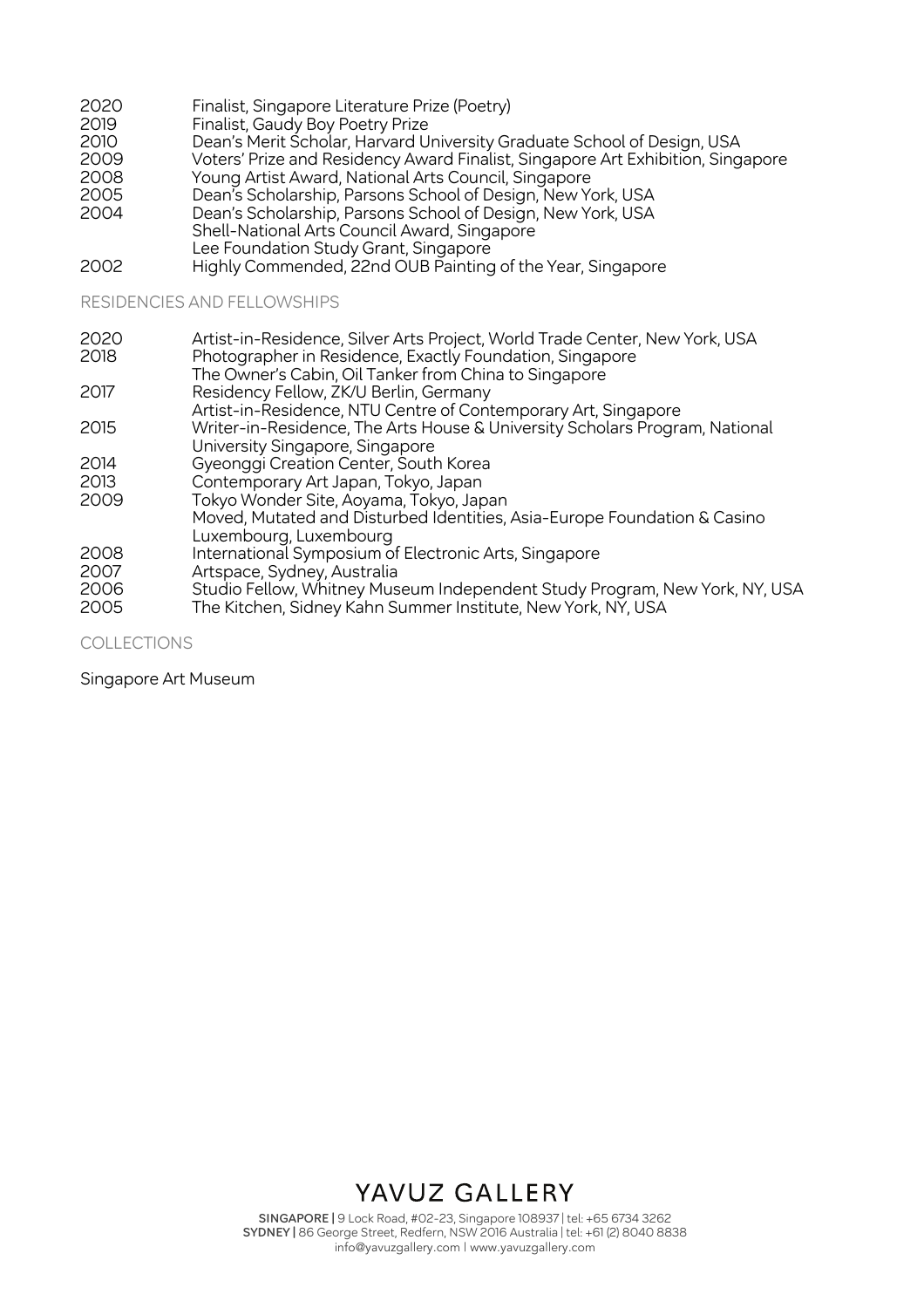| | |
|---|---|
| 2020 | Finalist, Singapore Literature Prize (Poetry) |
| 2019 | Finalist, Gaudy Boy Poetry Prize |
| 2010 | Dean's Merit Scholar, Harvard University Graduate School of Design, USA |
| 2009 | Voters' Prize and Residency Award Finalist, Singapore Art Exhibition, Singapore |
| 2008 | Young Artist Award, National Arts Council, Singapore |
| 2005 | Dean's Scholarship, Parsons School of Design, New York, USA |
| 2004 | Dean's Scholarship, Parsons School of Design, New York, USA |
| | Shell-National Arts Council Award, Singapore |
| | Lee Foundation Study Grant, Singapore |
| 2002 | Highly Commended, 22nd OUB Painting of the Year, Singapore |

## RESIDENCIES AND FELLOWSHIPS

| | |
|---|---|
| 2020 | Artist-in-Residence, Silver Arts Project, World Trade Center, New York, USA |
| 2018 | Photographer in Residence, Exactly Foundation, Singapore |
| | The Owner's Cabin, Oil Tanker from China to Singapore |
| 2017 | Residency Fellow, ZK/U Berlin, Germany |
| | Artist-in-Residence, NTU Centre of Contemporary Art, Singapore |
| 2015 | Writer-in-Residence, The Arts House & University Scholars Program, National University Singapore, Singapore |
| 2014 | Gyeonggi Creation Center, South Korea |
| 2013 | Contemporary Art Japan, Tokyo, Japan |
| 2009 | Tokyo Wonder Site, Aoyama, Tokyo, Japan |
| | Moved, Mutated and Disturbed Identities, Asia-Europe Foundation & Casino Luxembourg, Luxembourg |
| 2008 | International Symposium of Electronic Arts, Singapore |
| 2007 | Artspace, Sydney, Australia |
| 2006 | Studio Fellow, Whitney Museum Independent Study Program, New York, NY, USA |
| 2005 | The Kitchen, Sidney Kahn Summer Institute, New York, NY, USA |

## COLLECTIONS

Singapore Art Museum